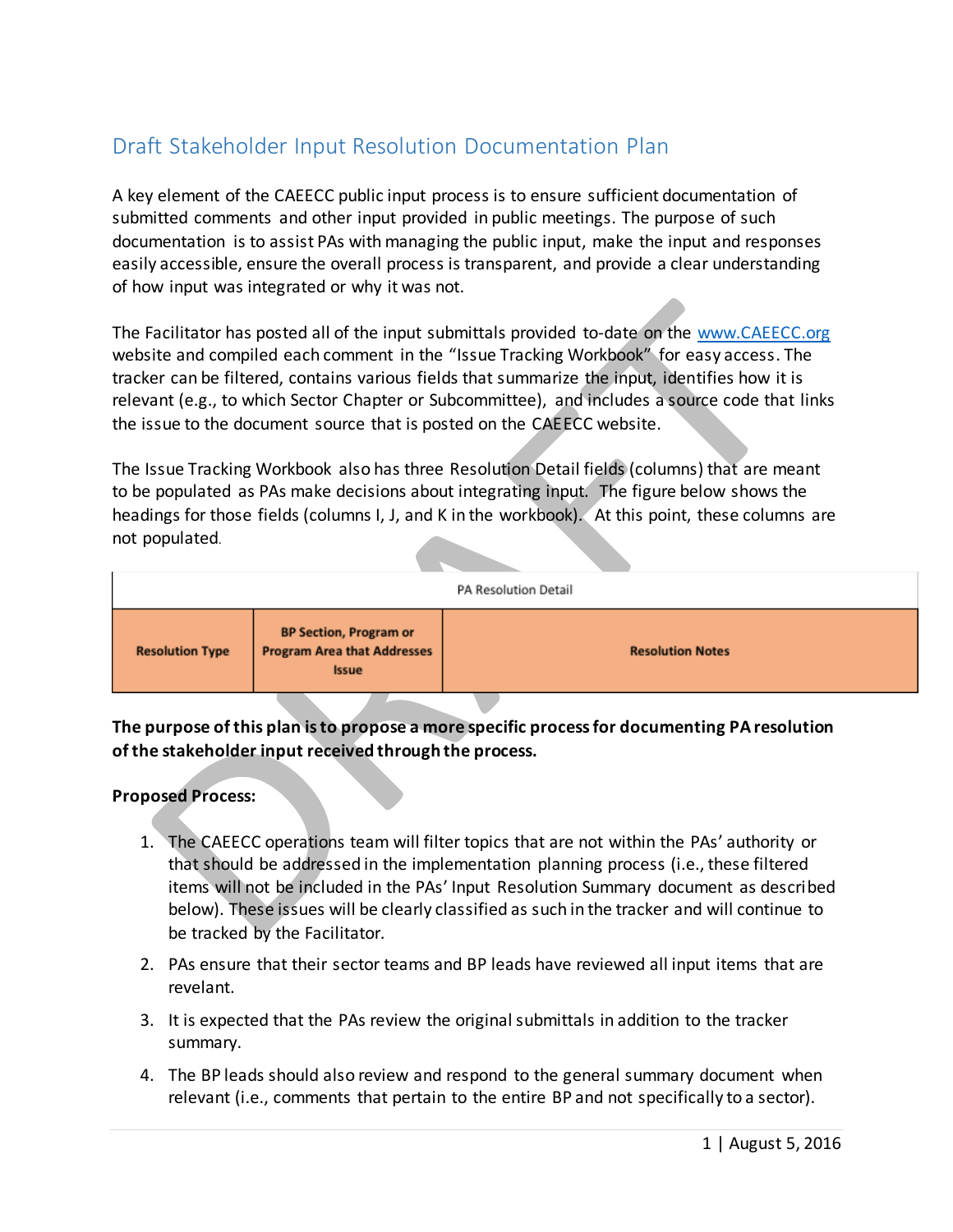# Draft Stakeholder Input Resolution Documentation Plan

A key element of the CAEECC public input process is to ensure sufficient documentation of submitted comments and other input provided in public meetings. The purpose of such documentation is to assist PAs with managing the public input, make the input and responses easily accessible, ensure the overall process is transparent, and provide a clear understanding of how input was integrated or why it was not.

The Facilitator has posted all of the input submittals provided to-date on the www.CAEECC.org website and compiled each comment in the "Issue Tracking Workbook" for easy access. The tracker can be filtered, contains various fields that summarize the input, identifies how it is relevant (e.g., to which Sector Chapter or Subcommittee), and includes a source code that links the issue to the document source that is posted on the CAEECC website.

The Issue Tracking Workbook also has three Resolution Detail fields (columns) that are meant to be populated as PAs make decisions about integrating input. The figure below shows the headings for those fields (columns I, J, and K in the workbook). At this point, these columns are not populated.

| PA Resolution Detail | | |
|---|---|---|
| **Resolution Type** | **BP Section, Program or Program Area that Addresses Issue** | **Resolution Notes** |

**The purpose of this plan is to propose a more specific process for documenting PA resolution of the stakeholder input received through the process.**

**Proposed Process:**

1. The CAEECC operations team will filter topics that are not within the PAs' authority or that should be addressed in the implementation planning process (i.e., these filtered items will not be included in the PAs' Input Resolution Summary document as described below). These issues will be clearly classified as such in the tracker and will continue to be tracked by the Facilitator.
2. PAs ensure that their sector teams and BP leads have reviewed all input items that are revelant.
3. It is expected that the PAs review the original submittals in addition to the tracker summary.
4. The BP leads should also review and respond to the general summary document when relevant (i.e., comments that pertain to the entire BP and not specifically to a sector).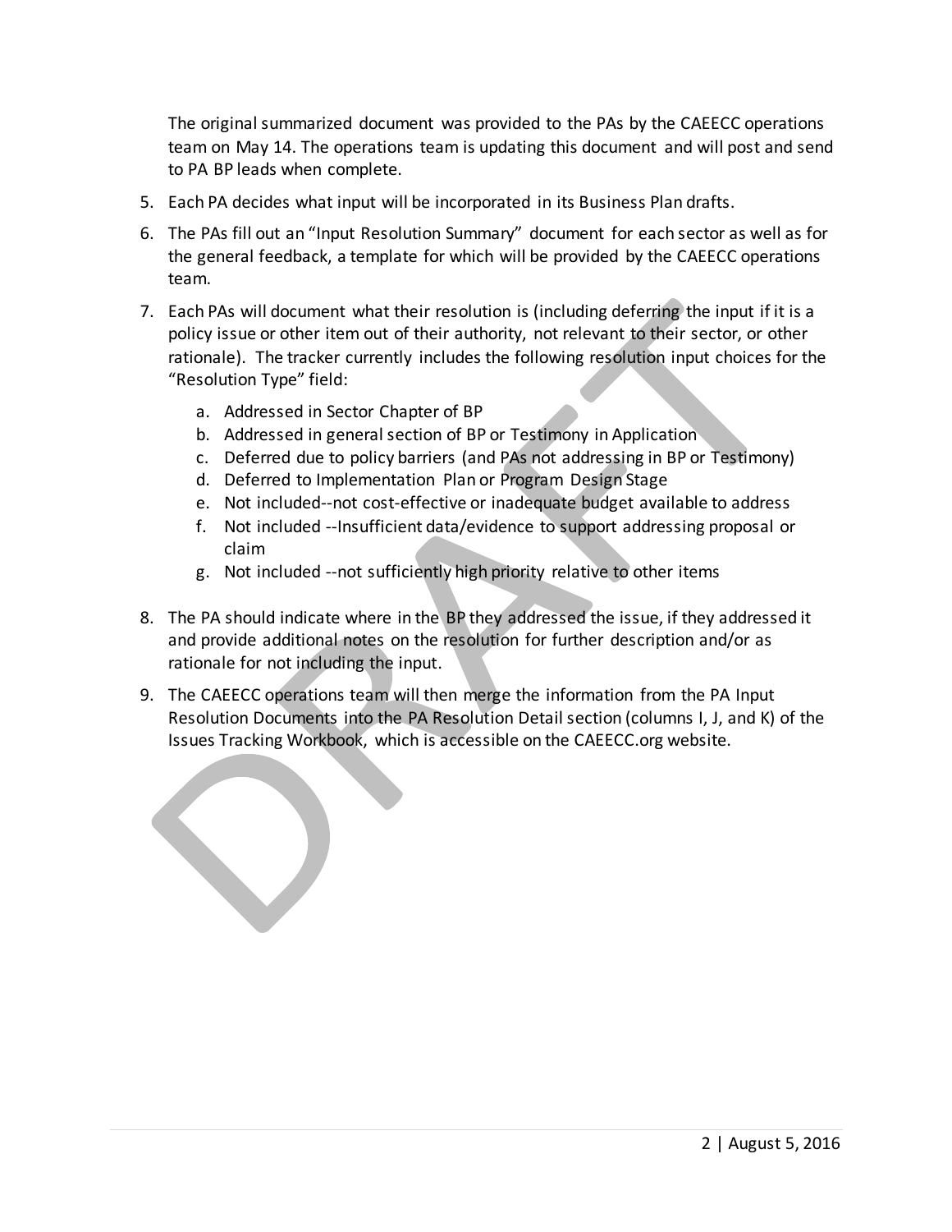The original summarized document was provided to the PAs by the CAEECC operations team on May 14. The operations team is updating this document and will post and send to PA BP leads when complete.

5. Each PA decides what input will be incorporated in its Business Plan drafts.
6. The PAs fill out an "Input Resolution Summary" document for each sector as well as for the general feedback, a template for which will be provided by the CAEECC operations team.
7. Each PAs will document what their resolution is (including deferring the input if it is a policy issue or other item out of their authority, not relevant to their sector, or other rationale). The tracker currently includes the following resolution input choices for the "Resolution Type" field:
   a. Addressed in Sector Chapter of BP
   b. Addressed in general section of BP or Testimony in Application
   c. Deferred due to policy barriers (and PAs not addressing in BP or Testimony)
   d. Deferred to Implementation Plan or Program Design Stage
   e. Not included--not cost-effective or inadequate budget available to address
   f. Not included --Insufficient data/evidence to support addressing proposal or claim
   g. Not included --not sufficiently high priority relative to other items
8. The PA should indicate where in the BP they addressed the issue, if they addressed it and provide additional notes on the resolution for further description and/or as rationale for not including the input.
9. The CAEECC operations team will then merge the information from the PA Input Resolution Documents into the PA Resolution Detail section (columns I, J, and K) of the Issues Tracking Workbook, which is accessible on the CAEECC.org website.